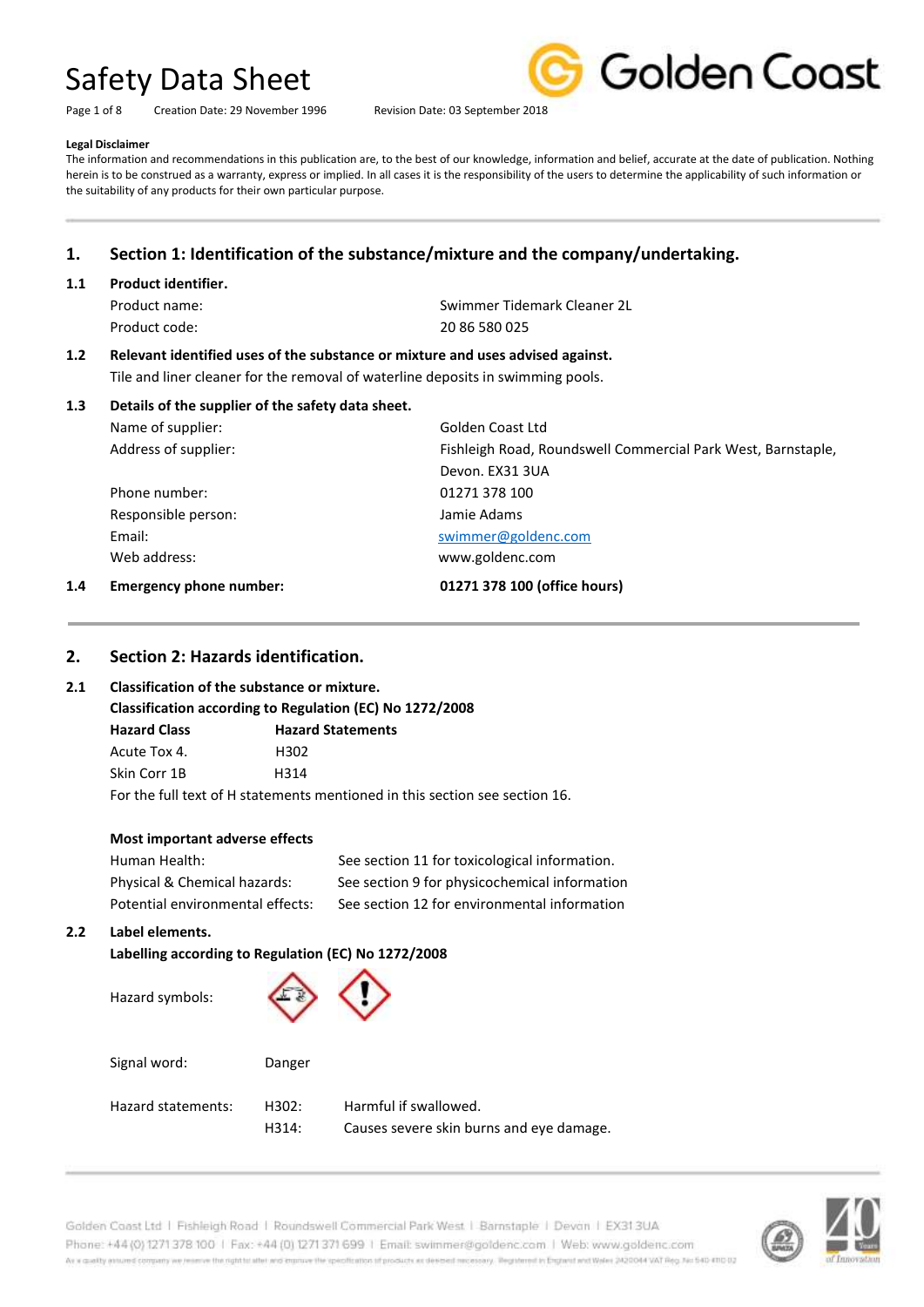# Safety Data Sheet

Creation Date: 29 November 1996 Revision Date: 03 September 2018

**Legal Disclaimer**

The information and recommendations in this publication are, to the best of our knowledge, information and belief, accurate at the date of publication. Nothing herein is to be construed as a warranty, express or implied. In all cases it is the responsibility of the users to determine the applicability of such information or the suitability of any products for their own particular purpose.

## 1. Section 1: Identification of the substance/mixture and the company/undertaking.

### 1.1 Product identifier.

| | |
|---|---|
| Product name: | Swimmer Tidemark Cleaner 2L |
| Product code: | 20 86 580 025 |

### 1.2 Relevant identified uses of the substance or mixture and uses advised against.

Tile and liner cleaner for the removal of waterline deposits in swimming pools.

### 1.3 Details of the supplier of the safety data sheet.

| | |
|---|---|
| Name of supplier: | Golden Coast Ltd |
| Address of supplier: | Fishleigh Road, Roundswell Commercial Park West, Barnstaple, Devon. EX31 3UA |
| Phone number: | 01271 378 100 |
| Responsible person: | Jamie Adams |
| Email: | swimmer@goldenc.com |
| Web address: | www.goldenc.com |

### 1.4 Emergency phone number: **01271 378 100 (office hours)**

## 2. Section 2: Hazards identification.

### 2.1 Classification of the substance or mixture.

**Classification according to Regulation (EC) No 1272/2008**

| Hazard Class | Hazard Statements |
|---|---|
| Acute Tox 4. | H302 |
| Skin Corr 1B | H314 |

For the full text of H statements mentioned in this section see section 16.

**Most important adverse effects**

| | |
|---|---|
| Human Health: | See section 11 for toxicological information. |
| Physical & Chemical hazards: | See section 9 for physicochemical information |
| Potential environmental effects: | See section 12 for environmental information |

### 2.2 Label elements.

**Labelling according to Regulation (EC) No 1272/2008**

Hazard symbols:

Signal word: Danger

| Hazard statements: | | |
|---|---|---|
| | H302: | Harmful if swallowed. |
| | H314: | Causes severe skin burns and eye damage. |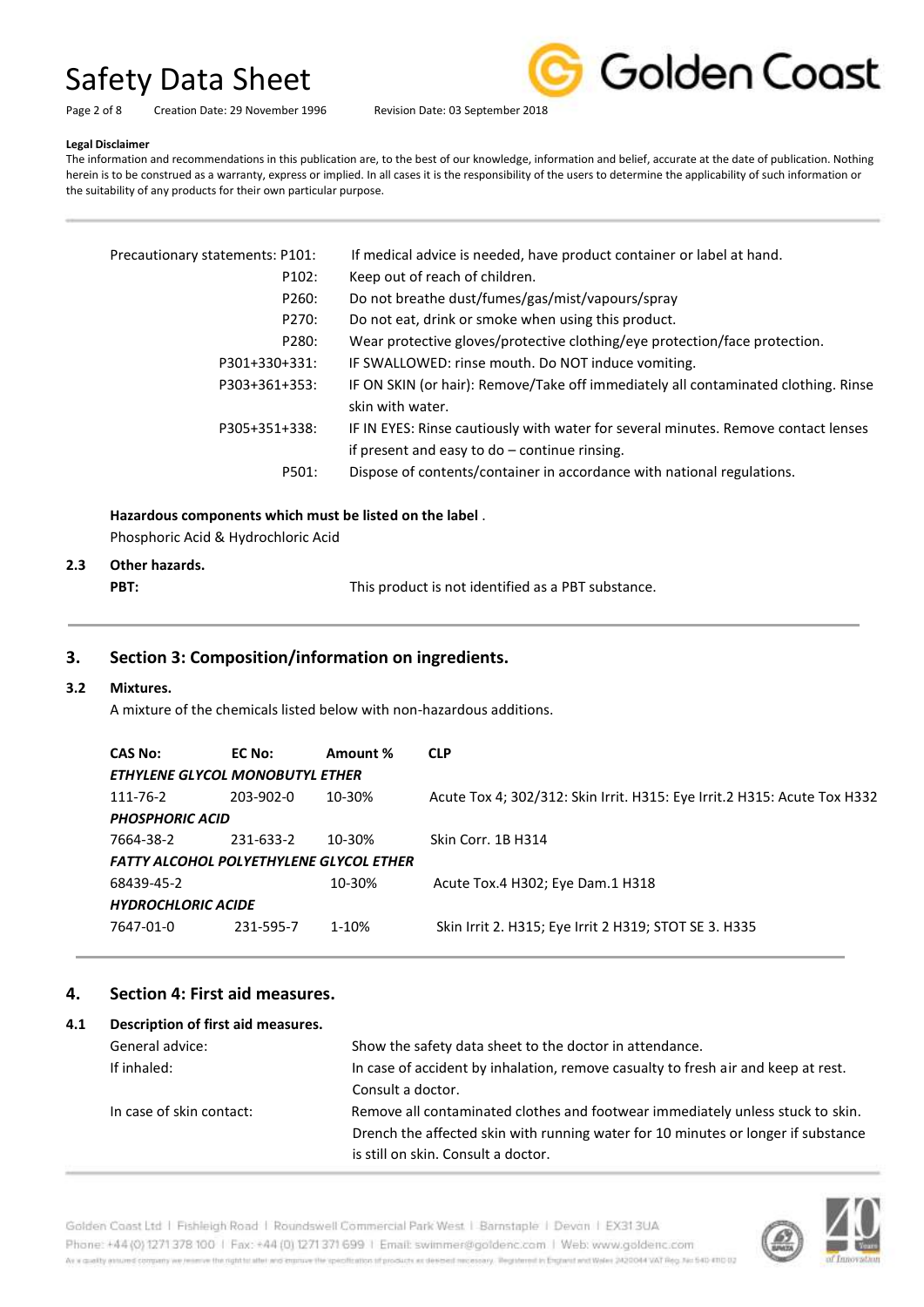**Legal Disclaimer**

The information and recommendations in this publication are, to the best of our knowledge, information and belief, accurate at the date of publication. Nothing herein is to be construed as a warranty, express or implied. In all cases it is the responsibility of the users to determine the applicability of such information or the suitability of any products for their own particular purpose.

| | |
|---|---|
| Precautionary statements: P101: | If medical advice is needed, have product container or label at hand. |
| P102: | Keep out of reach of children. |
| P260: | Do not breathe dust/fumes/gas/mist/vapours/spray |
| P270: | Do not eat, drink or smoke when using this product. |
| P280: | Wear protective gloves/protective clothing/eye protection/face protection. |
| P301+330+331: | IF SWALLOWED: rinse mouth. Do NOT induce vomiting. |
| P303+361+353: | IF ON SKIN (or hair): Remove/Take off immediately all contaminated clothing. Rinse skin with water. |
| P305+351+338: | IF IN EYES: Rinse cautiously with water for several minutes. Remove contact lenses if present and easy to do – continue rinsing. |
| P501: | Dispose of contents/container in accordance with national regulations. |

**Hazardous components which must be listed on the label** .

Phosphoric Acid & Hydrochloric Acid

**2.3 Other hazards.**

**PBT:** This product is not identified as a PBT substance.

## 3. Section 3: Composition/information on ingredients.

**3.2 Mixtures.**

A mixture of the chemicals listed below with non-hazardous additions.

| CAS No: | EC No: | Amount % | CLP |
|---|---|---|---|
| ***ETHYLENE GLYCOL MONOBUTYL ETHER*** | | | |
| 111-76-2 | 203-902-0 | 10-30% | Acute Tox 4; 302/312: Skin Irrit. H315: Eye Irrit.2 H315: Acute Tox H332 |
| ***PHOSPHORIC ACID*** | | | |
| 7664-38-2 | 231-633-2 | 10-30% | Skin Corr. 1B H314 |
| ***FATTY ALCOHOL POLYETHYLENE GLYCOL ETHER*** | | | |
| 68439-45-2 | | 10-30% | Acute Tox.4 H302; Eye Dam.1 H318 |
| ***HYDROCHLORIC ACIDE*** | | | |
| 7647-01-0 | 231-595-7 | 1-10% | Skin Irrit 2. H315; Eye Irrit 2 H319; STOT SE 3. H335 |

## 4. Section 4: First aid measures.

**4.1 Description of first aid measures.**

| | |
|---|---|
| General advice: | Show the safety data sheet to the doctor in attendance. |
| If inhaled: | In case of accident by inhalation, remove casualty to fresh air and keep at rest. Consult a doctor. |
| In case of skin contact: | Remove all contaminated clothes and footwear immediately unless stuck to skin. Drench the affected skin with running water for 10 minutes or longer if substance is still on skin. Consult a doctor. |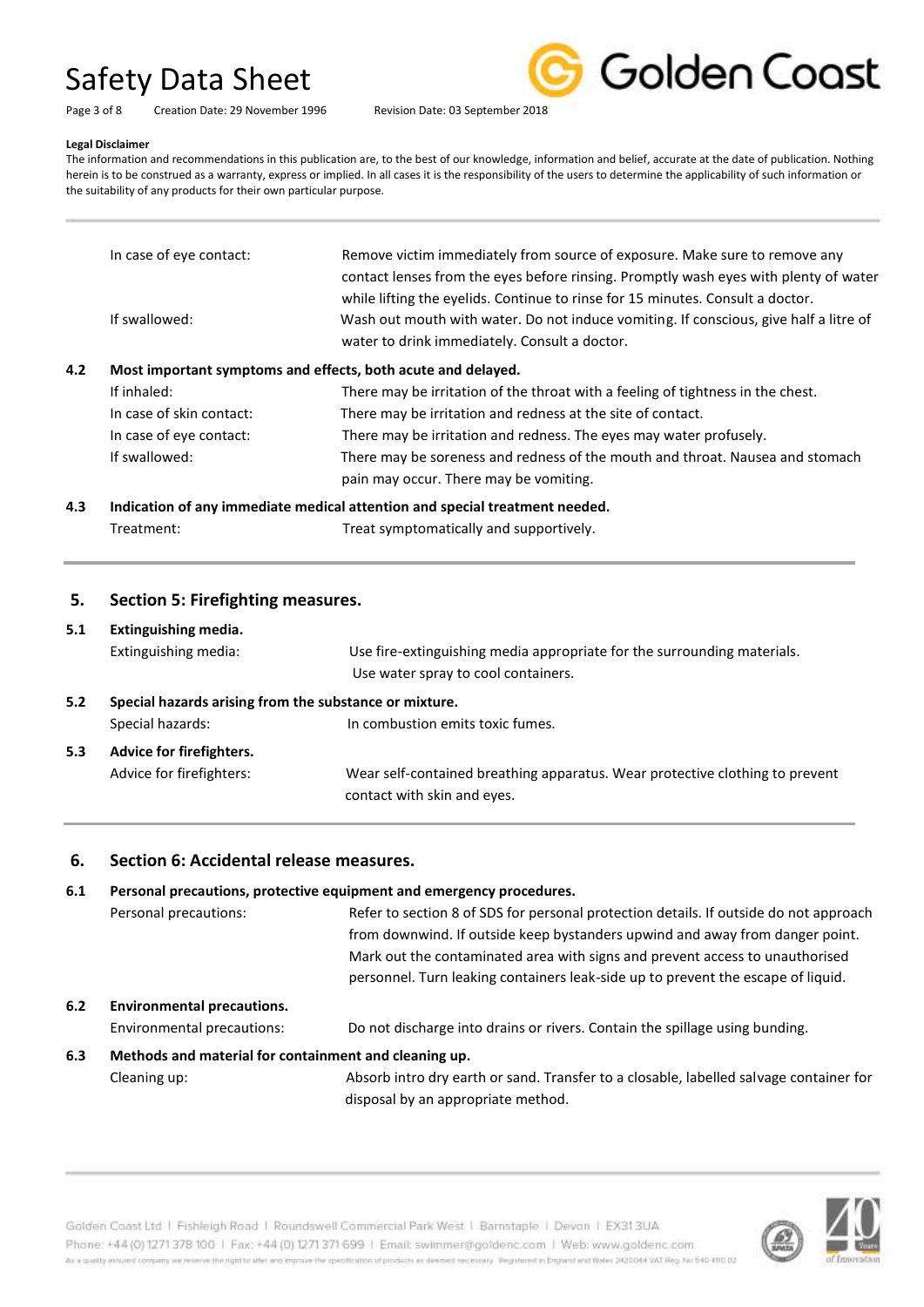**Legal Disclaimer**

The information and recommendations in this publication are, to the best of our knowledge, information and belief, accurate at the date of publication. Nothing herein is to be construed as a warranty, express or implied. In all cases it is the responsibility of the users to determine the applicability of such information or the suitability of any products for their own particular purpose.

| | |
|---|---|
| In case of eye contact: | Remove victim immediately from source of exposure. Make sure to remove any contact lenses from the eyes before rinsing. Promptly wash eyes with plenty of water while lifting the eyelids. Continue to rinse for 15 minutes. Consult a doctor. |
| If swallowed: | Wash out mouth with water. Do not induce vomiting. If conscious, give half a litre of water to drink immediately. Consult a doctor. |

**4.2 Most important symptoms and effects, both acute and delayed.**

| | |
|---|---|
| If inhaled: | There may be irritation of the throat with a feeling of tightness in the chest. |
| In case of skin contact: | There may be irritation and redness at the site of contact. |
| In case of eye contact: | There may be irritation and redness. The eyes may water profusely. |
| If swallowed: | There may be soreness and redness of the mouth and throat. Nausea and stomach pain may occur. There may be vomiting. |

**4.3 Indication of any immediate medical attention and special treatment needed.**

| | |
|---|---|
| Treatment: | Treat symptomatically and supportively. |

## 5. Section 5: Firefighting measures.

**5.1 Extinguishing media.**

| | |
|---|---|
| Extinguishing media: | Use fire-extinguishing media appropriate for the surrounding materials. Use water spray to cool containers. |

**5.2 Special hazards arising from the substance or mixture.**

| | |
|---|---|
| Special hazards: | In combustion emits toxic fumes. |

**5.3 Advice for firefighters.**

| | |
|---|---|
| Advice for firefighters: | Wear self-contained breathing apparatus. Wear protective clothing to prevent contact with skin and eyes. |

## 6. Section 6: Accidental release measures.

**6.1 Personal precautions, protective equipment and emergency procedures.**

| | |
|---|---|
| Personal precautions: | Refer to section 8 of SDS for personal protection details. If outside do not approach from downwind. If outside keep bystanders upwind and away from danger point. Mark out the contaminated area with signs and prevent access to unauthorised personnel. Turn leaking containers leak-side up to prevent the escape of liquid. |

**6.2 Environmental precautions.**

| | |
|---|---|
| Environmental precautions: | Do not discharge into drains or rivers. Contain the spillage using bunding. |

**6.3 Methods and material for containment and cleaning up.**

| | |
|---|---|
| Cleaning up: | Absorb intro dry earth or sand. Transfer to a closable, labelled salvage container for disposal by an appropriate method. |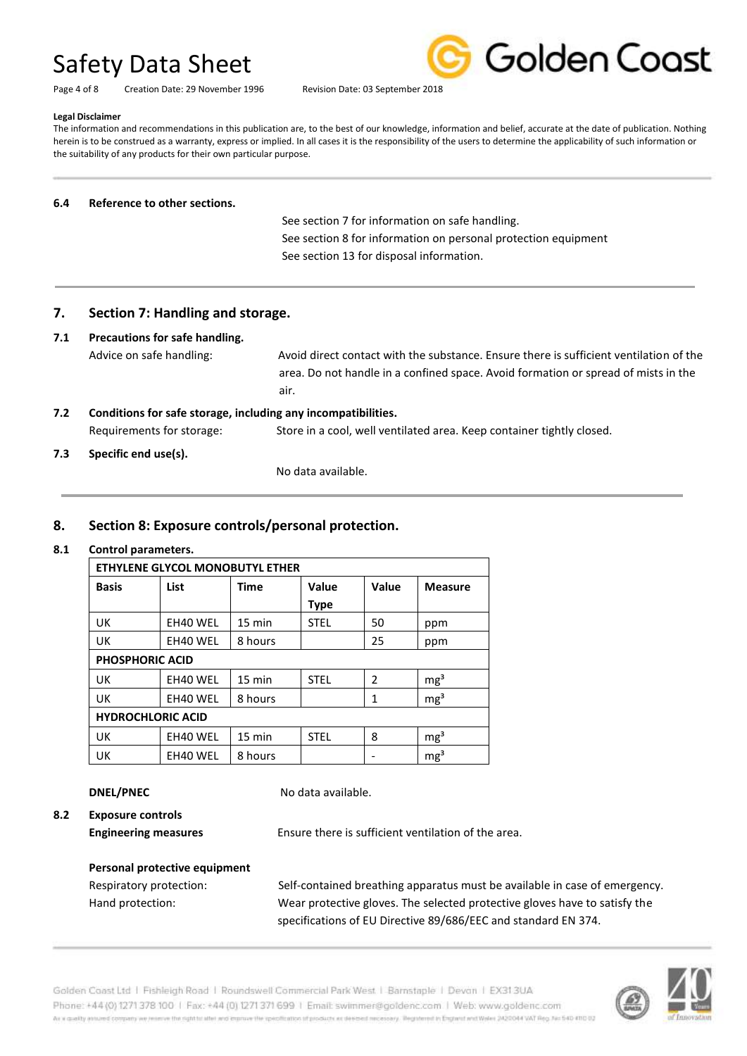**Legal Disclaimer**

The information and recommendations in this publication are, to the best of our knowledge, information and belief, accurate at the date of publication. Nothing herein is to be construed as a warranty, express or implied. In all cases it is the responsibility of the users to determine the applicability of such information or the suitability of any products for their own particular purpose.

**6.4 Reference to other sections.**

See section 7 for information on safe handling.
See section 8 for information on personal protection equipment
See section 13 for disposal information.

## 7. Section 7: Handling and storage.

**7.1 Precautions for safe handling.**

Advice on safe handling: Avoid direct contact with the substance. Ensure there is sufficient ventilation of the area. Do not handle in a confined space. Avoid formation or spread of mists in the air.

**7.2 Conditions for safe storage, including any incompatibilities.**

Requirements for storage: Store in a cool, well ventilated area. Keep container tightly closed.

**7.3 Specific end use(s).**

No data available.

## 8. Section 8: Exposure controls/personal protection.

**8.1 Control parameters.**

| ETHYLENE GLYCOL MONOBUTYL ETHER | | | | | |
|---|---|---|---|---|---|
| **Basis** | **List** | **Time** | **Value Type** | **Value** | **Measure** |
| UK | EH40 WEL | 15 min | STEL | 50 | ppm |
| UK | EH40 WEL | 8 hours | | 25 | ppm |
| **PHOSPHORIC ACID** | | | | | |
| UK | EH40 WEL | 15 min | STEL | 2 | $mg^3$ |
| UK | EH40 WEL | 8 hours | | 1 | $mg^3$ |
| **HYDROCHLORIC ACID** | | | | | |
| UK | EH40 WEL | 15 min | STEL | 8 | $mg^3$ |
| UK | EH40 WEL | 8 hours | | - | $mg^3$ |

**DNEL/PNEC** No data available.

**8.2 Exposure controls**

**Engineering measures** Ensure there is sufficient ventilation of the area.

**Personal protective equipment**

Respiratory protection: Self-contained breathing apparatus must be available in case of emergency.

Hand protection: Wear protective gloves. The selected protective gloves have to satisfy the specifications of EU Directive 89/686/EEC and standard EN 374.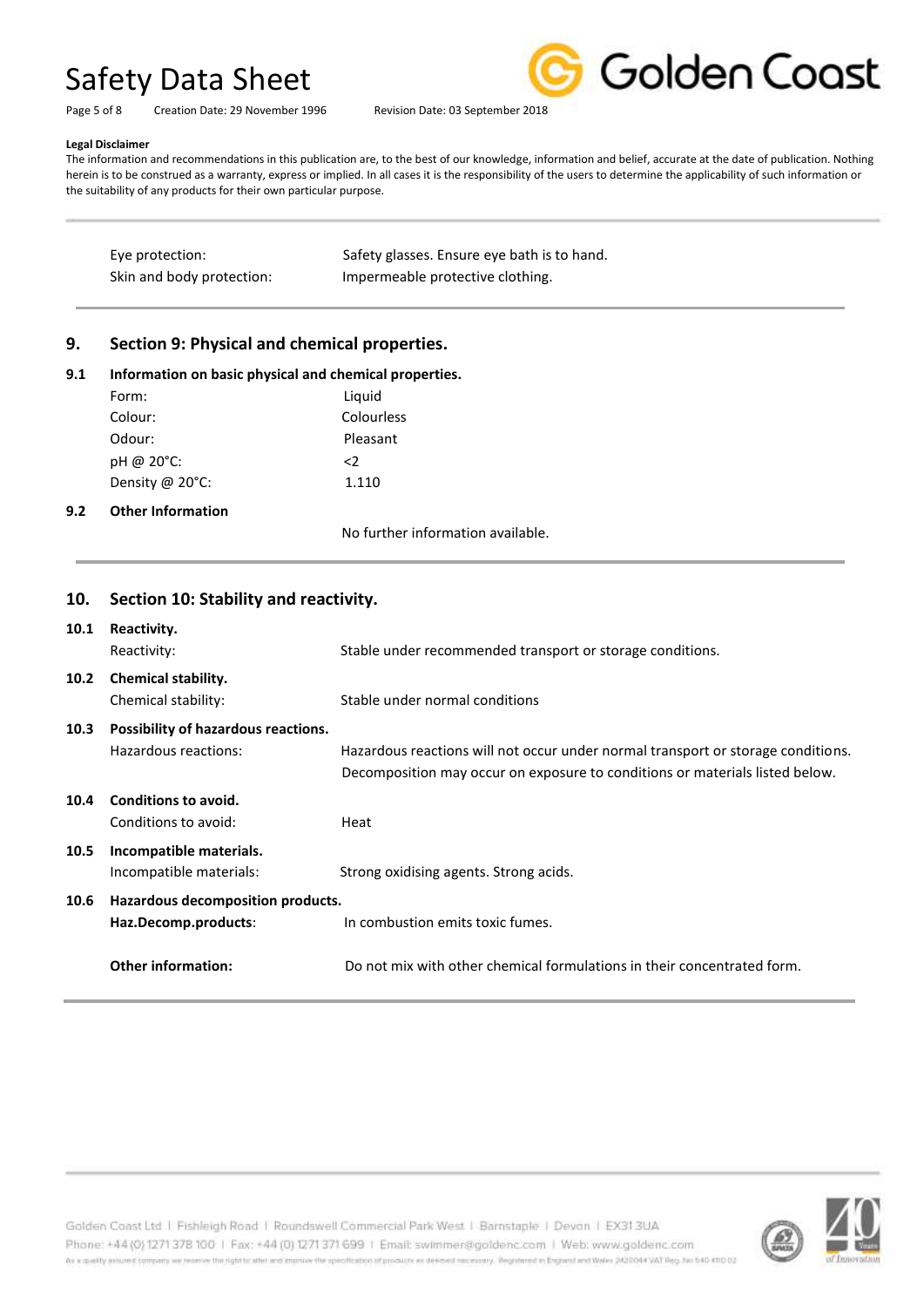**Legal Disclaimer**

The information and recommendations in this publication are, to the best of our knowledge, information and belief, accurate at the date of publication. Nothing herein is to be construed as a warranty, express or implied. In all cases it is the responsibility of the users to determine the applicability of such information or the suitability of any products for their own particular purpose.

| | |
|---|---|
| Eye protection: | Safety glasses. Ensure eye bath is to hand. |
| Skin and body protection: | Impermeable protective clothing. |

## 9. Section 9: Physical and chemical properties.

### 9.1 Information on basic physical and chemical properties.

| | |
|---|---|
| Form: | Liquid |
| Colour: | Colourless |
| Odour: | Pleasant |
| pH @ 20°C: | <2 |
| Density @ 20°C: | 1.110 |

### 9.2 Other Information

No further information available.

## 10. Section 10: Stability and reactivity.

### 10.1 Reactivity.

Reactivity: Stable under recommended transport or storage conditions.

### 10.2 Chemical stability.

Chemical stability: Stable under normal conditions

### 10.3 Possibility of hazardous reactions.

Hazardous reactions: Hazardous reactions will not occur under normal transport or storage conditions. Decomposition may occur on exposure to conditions or materials listed below.

### 10.4 Conditions to avoid.

Conditions to avoid: Heat

### 10.5 Incompatible materials.

Incompatible materials: Strong oxidising agents. Strong acids.

### 10.6 Hazardous decomposition products.

**Haz.Decomp.products**: In combustion emits toxic fumes.

**Other information:** Do not mix with other chemical formulations in their concentrated form.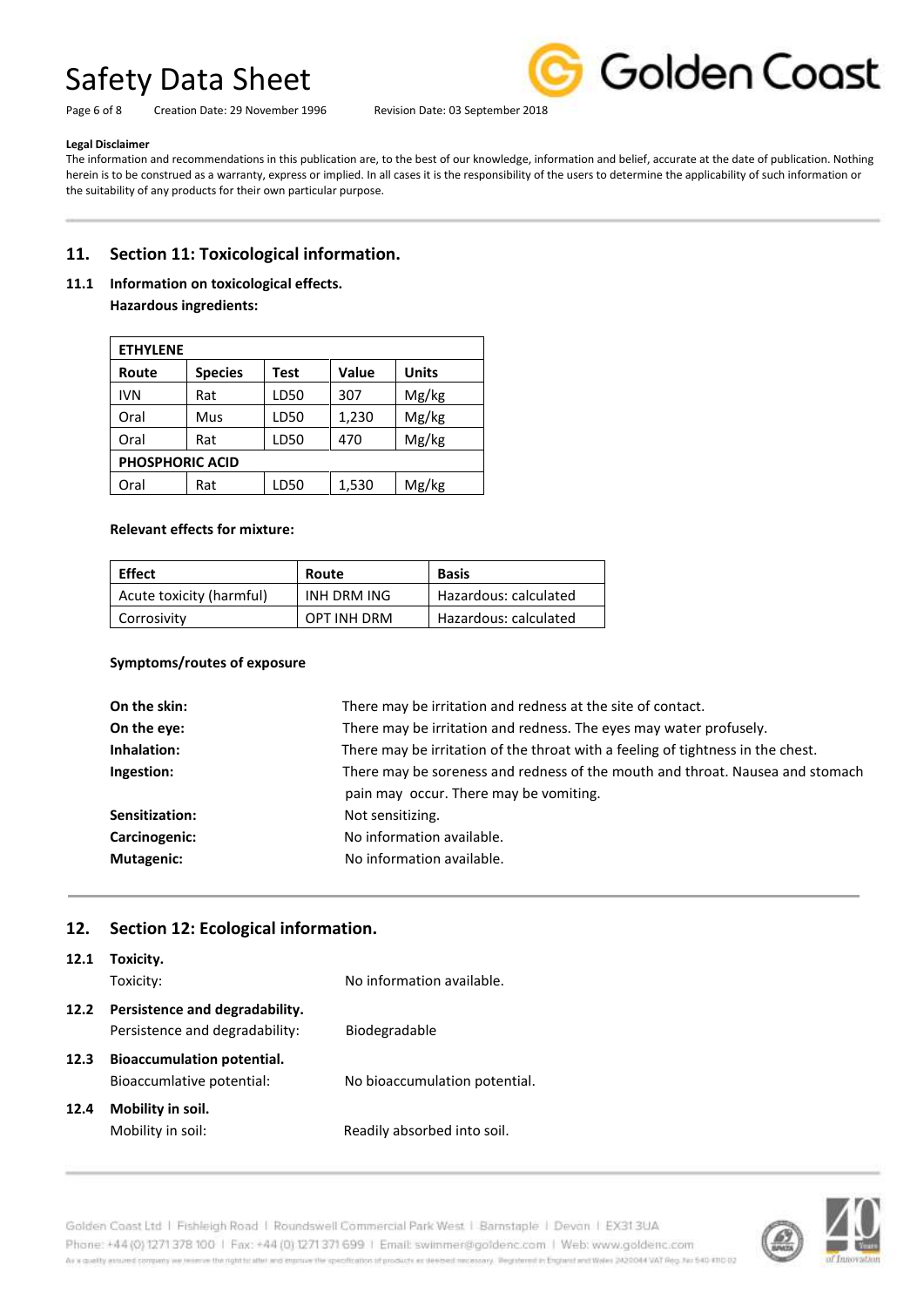**Legal Disclaimer**

The information and recommendations in this publication are, to the best of our knowledge, information and belief, accurate at the date of publication. Nothing herein is to be construed as a warranty, express or implied. In all cases it is the responsibility of the users to determine the applicability of such information or the suitability of any products for their own particular purpose.

## 11. Section 11: Toxicological information.

### 11.1 Information on toxicological effects.

**Hazardous ingredients:**

| ETHYLENE | | | | |
|---|---|---|---|---|
| **Route** | **Species** | **Test** | **Value** | **Units** |
| IVN | Rat | LD50 | 307 | Mg/kg |
| Oral | Mus | LD50 | 1,230 | Mg/kg |
| Oral | Rat | LD50 | 470 | Mg/kg |
| **PHOSPHORIC ACID** | | | | |
| Oral | Rat | LD50 | 1,530 | Mg/kg |

**Relevant effects for mixture:**

| Effect | Route | Basis |
|---|---|---|
| Acute toxicity (harmful) | INH DRM ING | Hazardous: calculated |
| Corrosivity | OPT INH DRM | Hazardous: calculated |

**Symptoms/routes of exposure**

**On the skin:** There may be irritation and redness at the site of contact.

**On the eye:** There may be irritation and redness. The eyes may water profusely.

**Inhalation:** There may be irritation of the throat with a feeling of tightness in the chest.

**Ingestion:** There may be soreness and redness of the mouth and throat. Nausea and stomach pain may occur. There may be vomiting.

**Sensitization:** Not sensitizing.

**Carcinogenic:** No information available.

**Mutagenic:** No information available.

## 12. Section 12: Ecological information.

### 12.1 Toxicity.

Toxicity: No information available.

### 12.2 Persistence and degradability.

Persistence and degradability: Biodegradable

### 12.3 Bioaccumulation potential.

Bioaccumlative potential: No bioaccumulation potential.

### 12.4 Mobility in soil.

Mobility in soil: Readily absorbed into soil.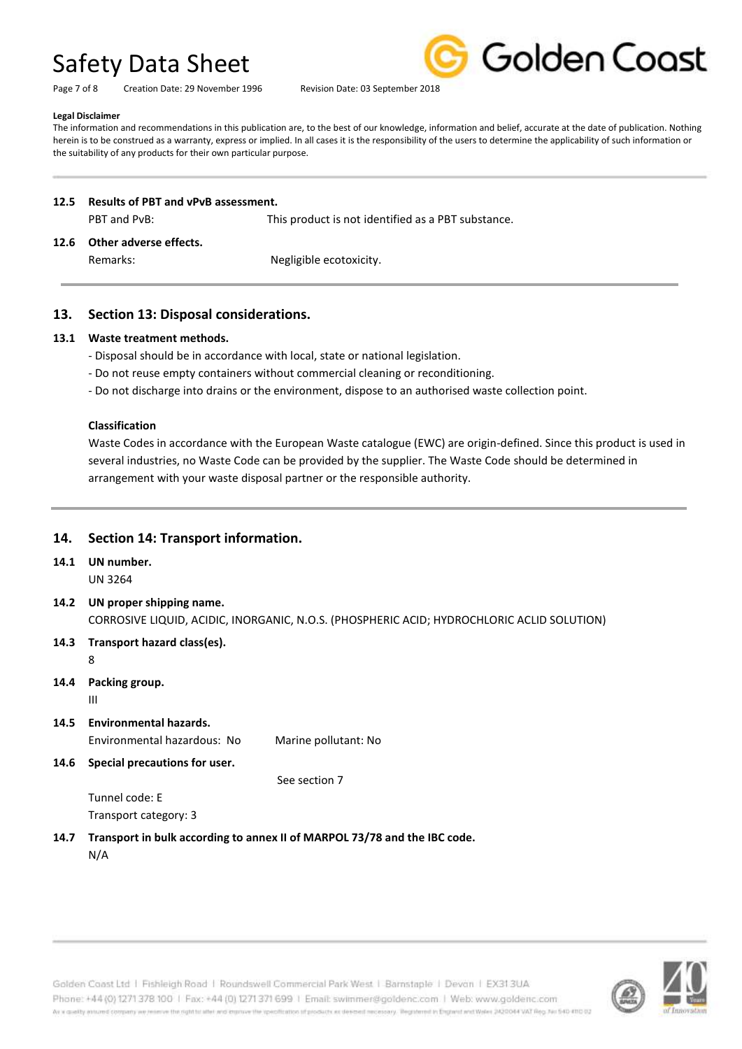**Legal Disclaimer**

The information and recommendations in this publication are, to the best of our knowledge, information and belief, accurate at the date of publication. Nothing herein is to be construed as a warranty, express or implied. In all cases it is the responsibility of the users to determine the applicability of such information or the suitability of any products for their own particular purpose.

**12.5 Results of PBT and vPvB assessment.**

PBT and PvB: This product is not identified as a PBT substance.

**12.6 Other adverse effects.**

Remarks: Negligible ecotoxicity.

## 13. Section 13: Disposal considerations.

**13.1 Waste treatment methods.**

- Disposal should be in accordance with local, state or national legislation.
- Do not reuse empty containers without commercial cleaning or reconditioning.
- Do not discharge into drains or the environment, dispose to an authorised waste collection point.

**Classification**

Waste Codes in accordance with the European Waste catalogue (EWC) are origin-defined. Since this product is used in several industries, no Waste Code can be provided by the supplier. The Waste Code should be determined in arrangement with your waste disposal partner or the responsible authority.

## 14. Section 14: Transport information.

**14.1 UN number.**

UN 3264

**14.2 UN proper shipping name.**

CORROSIVE LIQUID, ACIDIC, INORGANIC, N.O.S. (PHOSPHERIC ACID; HYDROCHLORIC ACLID SOLUTION)

**14.3 Transport hazard class(es).**

8

**14.4 Packing group.**

III

**14.5 Environmental hazards.**

Environmental hazardous: No Marine pollutant: No

**14.6 Special precautions for user.**

See section 7

Tunnel code: E

Transport category: 3

**14.7 Transport in bulk according to annex II of MARPOL 73/78 and the IBC code.**

N/A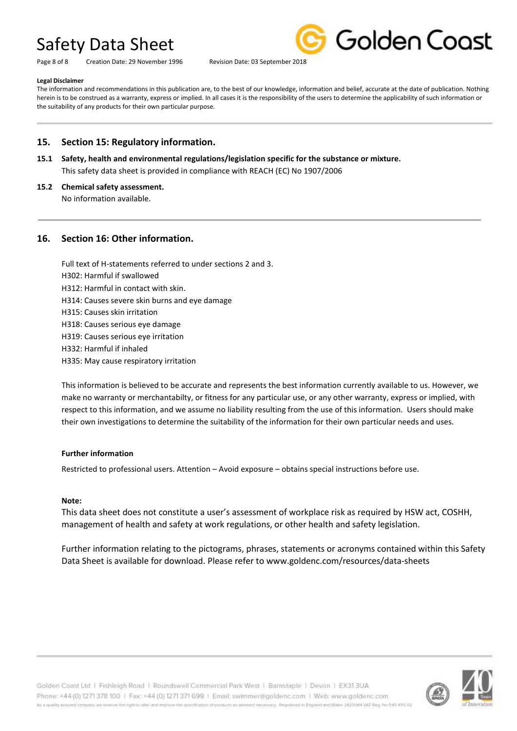**Legal Disclaimer**

The information and recommendations in this publication are, to the best of our knowledge, information and belief, accurate at the date of publication. Nothing herein is to be construed as a warranty, express or implied. In all cases it is the responsibility of the users to determine the applicability of such information or the suitability of any products for their own particular purpose.

## 15. Section 15: Regulatory information.

**15.1 Safety, health and environmental regulations/legislation specific for the substance or mixture.**

This safety data sheet is provided in compliance with REACH (EC) No 1907/2006

**15.2 Chemical safety assessment.**

No information available.

## 16. Section 16: Other information.

Full text of H-statements referred to under sections 2 and 3.

H302: Harmful if swallowed
H312: Harmful in contact with skin.
H314: Causes severe skin burns and eye damage
H315: Causes skin irritation
H318: Causes serious eye damage
H319: Causes serious eye irritation
H332: Harmful if inhaled
H335: May cause respiratory irritation

This information is believed to be accurate and represents the best information currently available to us. However, we make no warranty or merchantabilty, or fitness for any particular use, or any other warranty, express or implied, with respect to this information, and we assume no liability resulting from the use of this information. Users should make their own investigations to determine the suitability of the information for their own particular needs and uses.

**Further information**

Restricted to professional users. Attention – Avoid exposure – obtains special instructions before use.

**Note:**

This data sheet does not constitute a user's assessment of workplace risk as required by HSW act, COSHH, management of health and safety at work regulations, or other health and safety legislation.

Further information relating to the pictograms, phrases, statements or acronyms contained within this Safety Data Sheet is available for download. Please refer to www.goldenc.com/resources/data-sheets